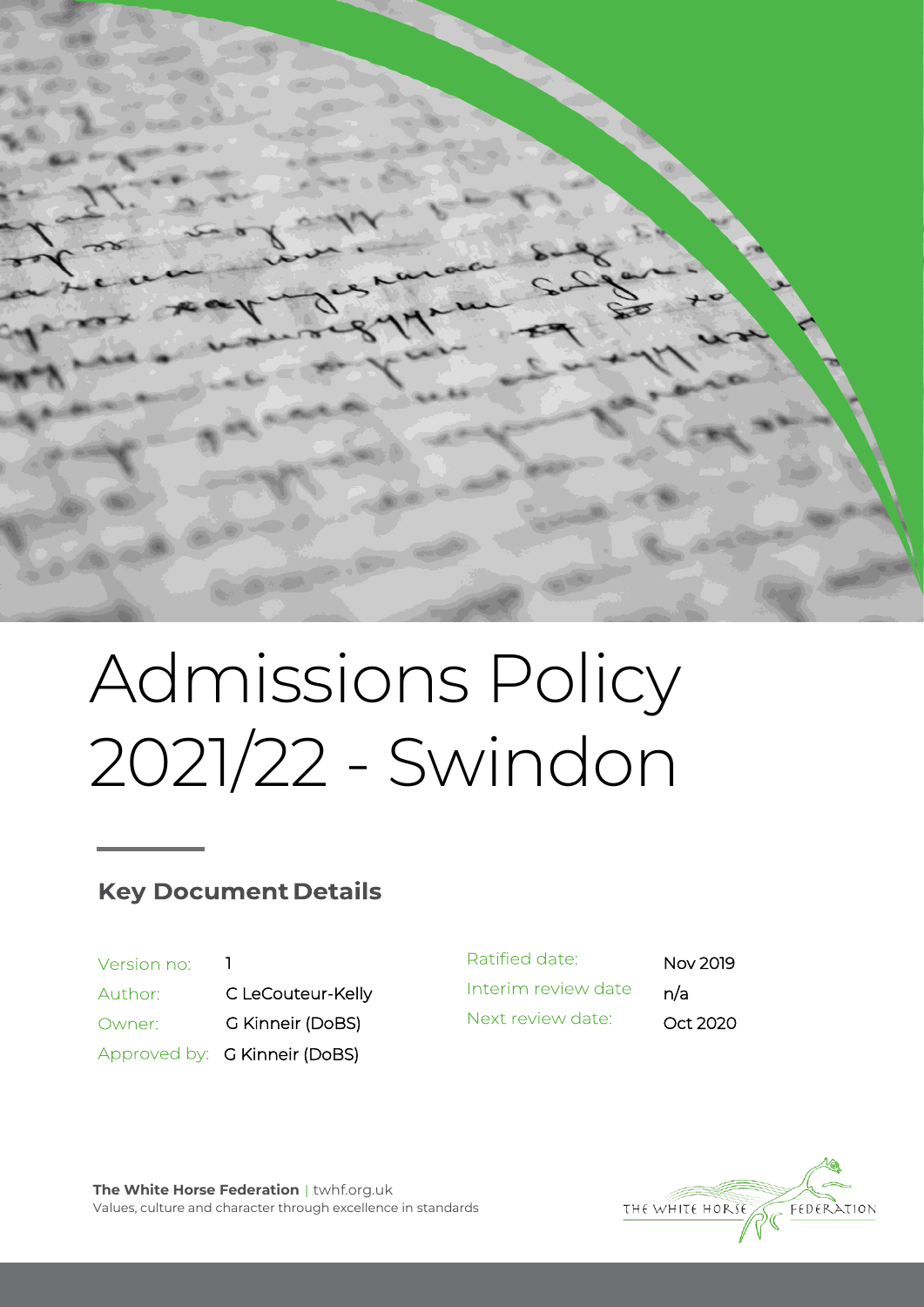# Admissions Policy 2021/22 - Swindon

## Key Document Details

| | | | |
|---|---|---|---|
| Version no: | 1 | Ratified date: | Nov 2019 |
| Author: | C LeCouteur-Kelly | Interim review date | n/a |
| Owner: | G Kinneir (DoBS) | Next review date: | Oct 2020 |
| Approved by: | G Kinneir (DoBS) | | |

**The White Horse Federation** | twhf.org.uk
Values, culture and character through excellence in standards

THE WHITE HORSE FEDERATION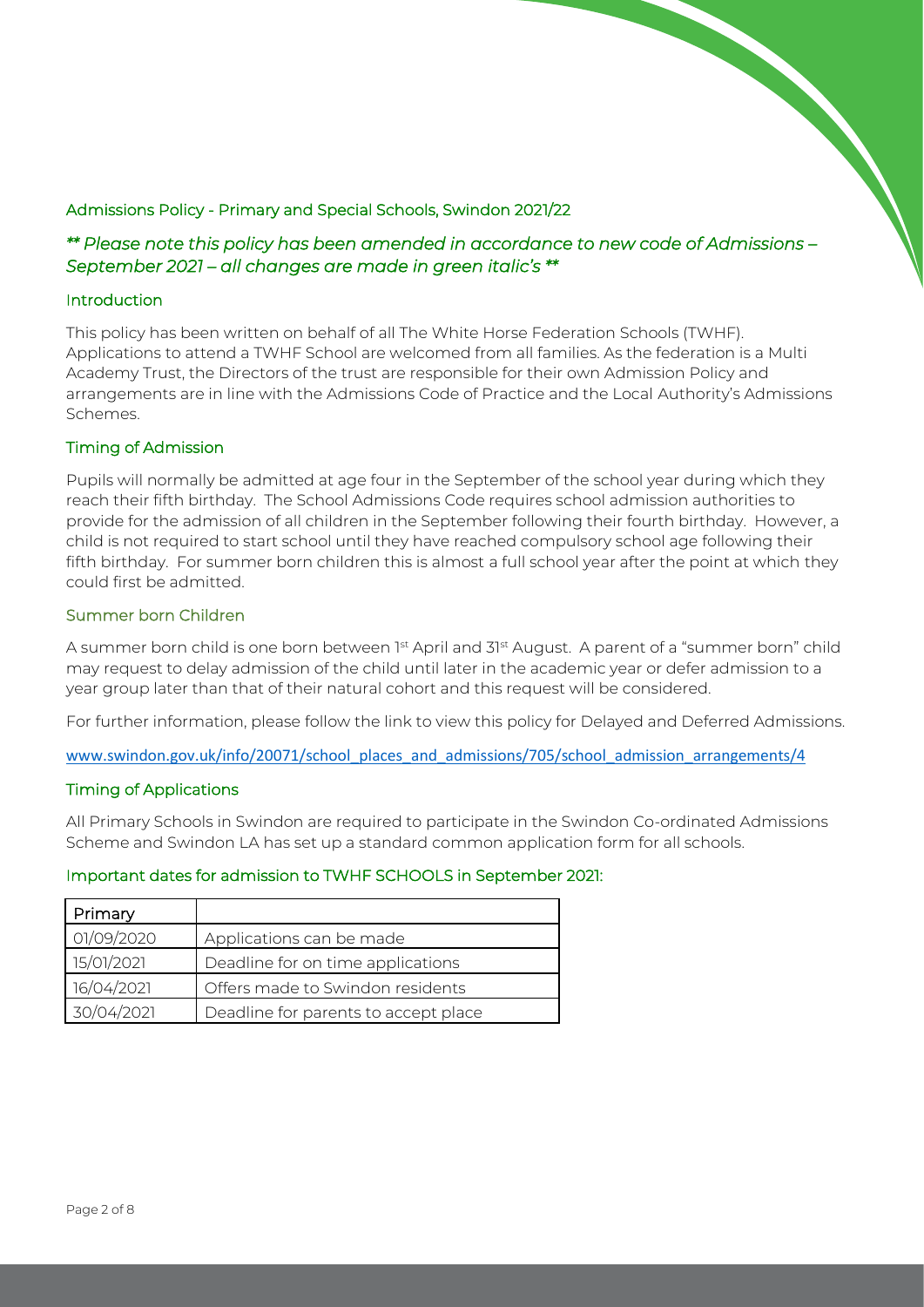## Admissions Policy - Primary and Special Schools, Swindon 2021/22

***\*\* Please note this policy has been amended in accordance to new code of Admissions – September 2021 – all changes are made in green italic's \*\****

### Introduction

This policy has been written on behalf of all The White Horse Federation Schools (TWHF). Applications to attend a TWHF School are welcomed from all families. As the federation is a Multi Academy Trust, the Directors of the trust are responsible for their own Admission Policy and arrangements are in line with the Admissions Code of Practice and the Local Authority's Admissions Schemes.

### Timing of Admission

Pupils will normally be admitted at age four in the September of the school year during which they reach their fifth birthday. The School Admissions Code requires school admission authorities to provide for the admission of all children in the September following their fourth birthday. However, a child is not required to start school until they have reached compulsory school age following their fifth birthday. For summer born children this is almost a full school year after the point at which they could first be admitted.

### Summer born Children

A summer born child is one born between 1st April and 31st August. A parent of a "summer born" child may request to delay admission of the child until later in the academic year or defer admission to a year group later than that of their natural cohort and this request will be considered.

For further information, please follow the link to view this policy for Delayed and Deferred Admissions.

www.swindon.gov.uk/info/20071/school_places_and_admissions/705/school_admission_arrangements/4

### Timing of Applications

All Primary Schools in Swindon are required to participate in the Swindon Co-ordinated Admissions Scheme and Swindon LA has set up a standard common application form for all schools.

### Important dates for admission to TWHF SCHOOLS in September 2021:

| Primary | |
|---|---|
| 01/09/2020 | Applications can be made |
| 15/01/2021 | Deadline for on time applications |
| 16/04/2021 | Offers made to Swindon residents |
| 30/04/2021 | Deadline for parents to accept place |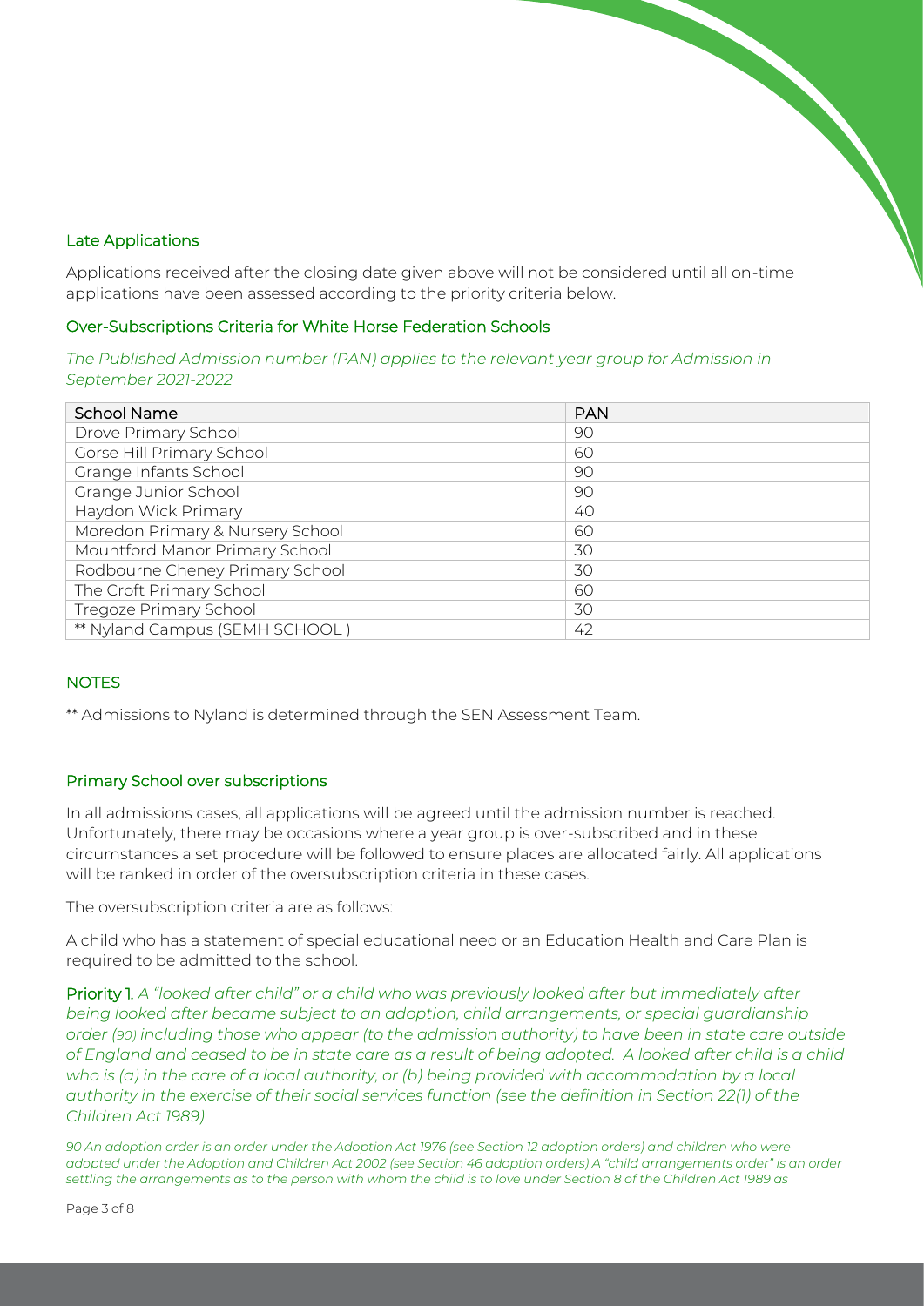### Late Applications

Applications received after the closing date given above will not be considered until all on-time applications have been assessed according to the priority criteria below.

### Over-Subscriptions Criteria for White Horse Federation Schools

*The Published Admission number (PAN) applies to the relevant year group for Admission in September 2021-2022*

| School Name | PAN |
| --- | --- |
| Drove Primary School | 90 |
| Gorse Hill Primary School | 60 |
| Grange Infants School | 90 |
| Grange Junior School | 90 |
| Haydon Wick Primary | 40 |
| Moredon Primary & Nursery School | 60 |
| Mountford Manor Primary School | 30 |
| Rodbourne Cheney Primary School | 30 |
| The Croft Primary School | 60 |
| Tregoze Primary School | 30 |
| ** Nyland Campus (SEMH SCHOOL ) | 42 |

### NOTES

** Admissions to Nyland is determined through the SEN Assessment Team.

### Primary School over subscriptions

In all admissions cases, all applications will be agreed until the admission number is reached. Unfortunately, there may be occasions where a year group is over-subscribed and in these circumstances a set procedure will be followed to ensure places are allocated fairly. All applications will be ranked in order of the oversubscription criteria in these cases.

The oversubscription criteria are as follows:

A child who has a statement of special educational need or an Education Health and Care Plan is required to be admitted to the school.

**Priority 1.** *A "looked after child" or a child who was previously looked after but immediately after being looked after became subject to an adoption, child arrangements, or special guardianship order (90) including those who appear (to the admission authority) to have been in state care outside of England and ceased to be in state care as a result of being adopted. A looked after child is a child who is (a) in the care of a local authority, or (b) being provided with accommodation by a local authority in the exercise of their social services function (see the definition in Section 22(1) of the Children Act 1989)*

*90 An adoption order is an order under the Adoption Act 1976 (see Section 12 adoption orders) and children who were adopted under the Adoption and Children Act 2002 (see Section 46 adoption orders) A "child arrangements order" is an order settling the arrangements as to the person with whom the child is to love under Section 8 of the Children Act 1989 as*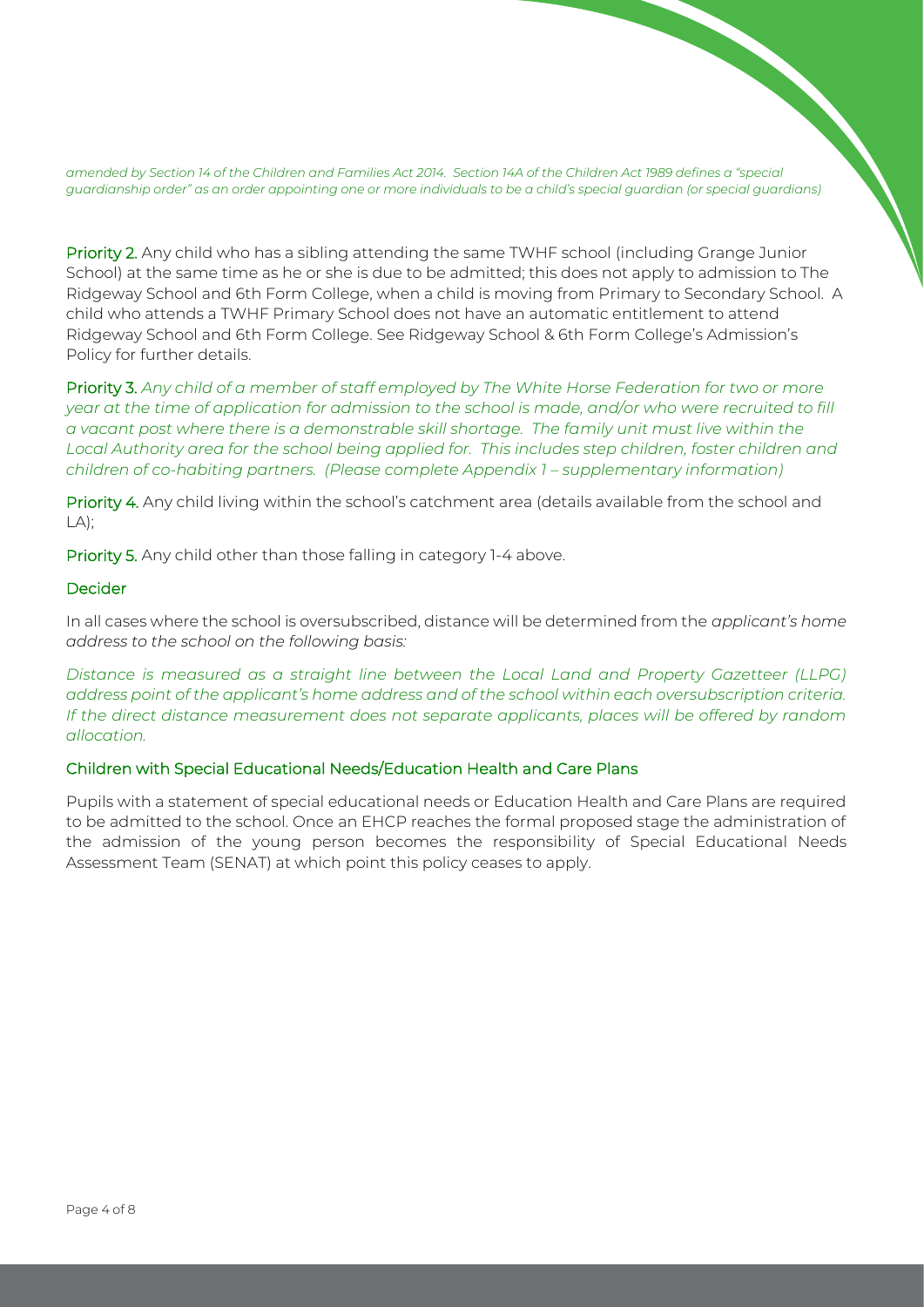*amended by Section 14 of the Children and Families Act 2014. Section 14A of the Children Act 1989 defines a "special guardianship order" as an order appointing one or more individuals to be a child's special guardian (or special guardians)*

**Priority 2.** Any child who has a sibling attending the same TWHF school (including Grange Junior School) at the same time as he or she is due to be admitted; this does not apply to admission to The Ridgeway School and 6th Form College, when a child is moving from Primary to Secondary School. A child who attends a TWHF Primary School does not have an automatic entitlement to attend Ridgeway School and 6th Form College. See Ridgeway School & 6th Form College's Admission's Policy for further details.

**Priority 3.** *Any child of a member of staff employed by The White Horse Federation for two or more year at the time of application for admission to the school is made, and/or who were recruited to fill a vacant post where there is a demonstrable skill shortage. The family unit must live within the Local Authority area for the school being applied for. This includes step children, foster children and children of co-habiting partners. (Please complete Appendix 1 – supplementary information)*

**Priority 4.** Any child living within the school's catchment area (details available from the school and LA);

**Priority 5.** Any child other than those falling in category 1-4 above.

### Decider

In all cases where the school is oversubscribed, distance will be determined from the *applicant's home address to the school on the following basis:*

*Distance is measured as a straight line between the Local Land and Property Gazetteer (LLPG) address point of the applicant's home address and of the school within each oversubscription criteria. If the direct distance measurement does not separate applicants, places will be offered by random allocation.*

### Children with Special Educational Needs/Education Health and Care Plans

Pupils with a statement of special educational needs or Education Health and Care Plans are required to be admitted to the school. Once an EHCP reaches the formal proposed stage the administration of the admission of the young person becomes the responsibility of Special Educational Needs Assessment Team (SENAT) at which point this policy ceases to apply.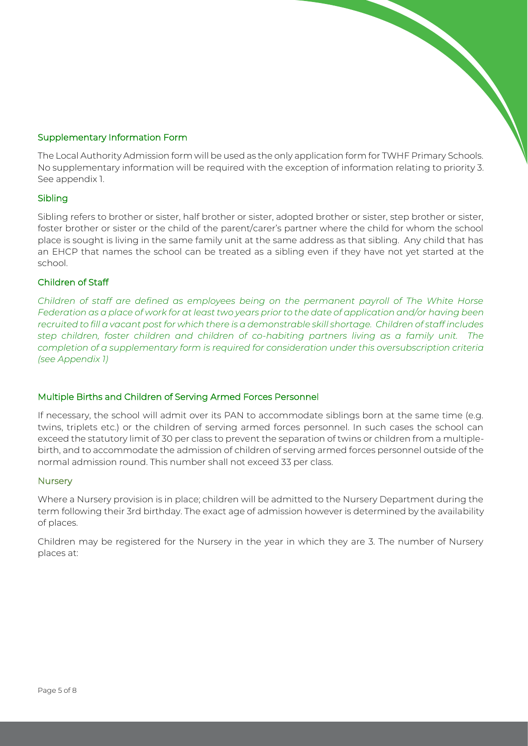## Supplementary Information Form

The Local Authority Admission form will be used as the only application form for TWHF Primary Schools. No supplementary information will be required with the exception of information relating to priority 3. See appendix 1.

## Sibling

Sibling refers to brother or sister, half brother or sister, adopted brother or sister, step brother or sister, foster brother or sister or the child of the parent/carer's partner where the child for whom the school place is sought is living in the same family unit at the same address as that sibling. Any child that has an EHCP that names the school can be treated as a sibling even if they have not yet started at the school.

## Children of Staff

*Children of staff are defined as employees being on the permanent payroll of The White Horse Federation as a place of work for at least two years prior to the date of application and/or having been recruited to fill a vacant post for which there is a demonstrable skill shortage. Children of staff includes step children, foster children and children of co-habiting partners living as a family unit. The completion of a supplementary form is required for consideration under this oversubscription criteria (see Appendix 1)*

## Multiple Births and Children of Serving Armed Forces Personnel

If necessary, the school will admit over its PAN to accommodate siblings born at the same time (e.g. twins, triplets etc.) or the children of serving armed forces personnel. In such cases the school can exceed the statutory limit of 30 per class to prevent the separation of twins or children from a multiple-birth, and to accommodate the admission of children of serving armed forces personnel outside of the normal admission round. This number shall not exceed 33 per class.

## Nursery

Where a Nursery provision is in place; children will be admitted to the Nursery Department during the term following their 3rd birthday. The exact age of admission however is determined by the availability of places.

Children may be registered for the Nursery in the year in which they are 3. The number of Nursery places at: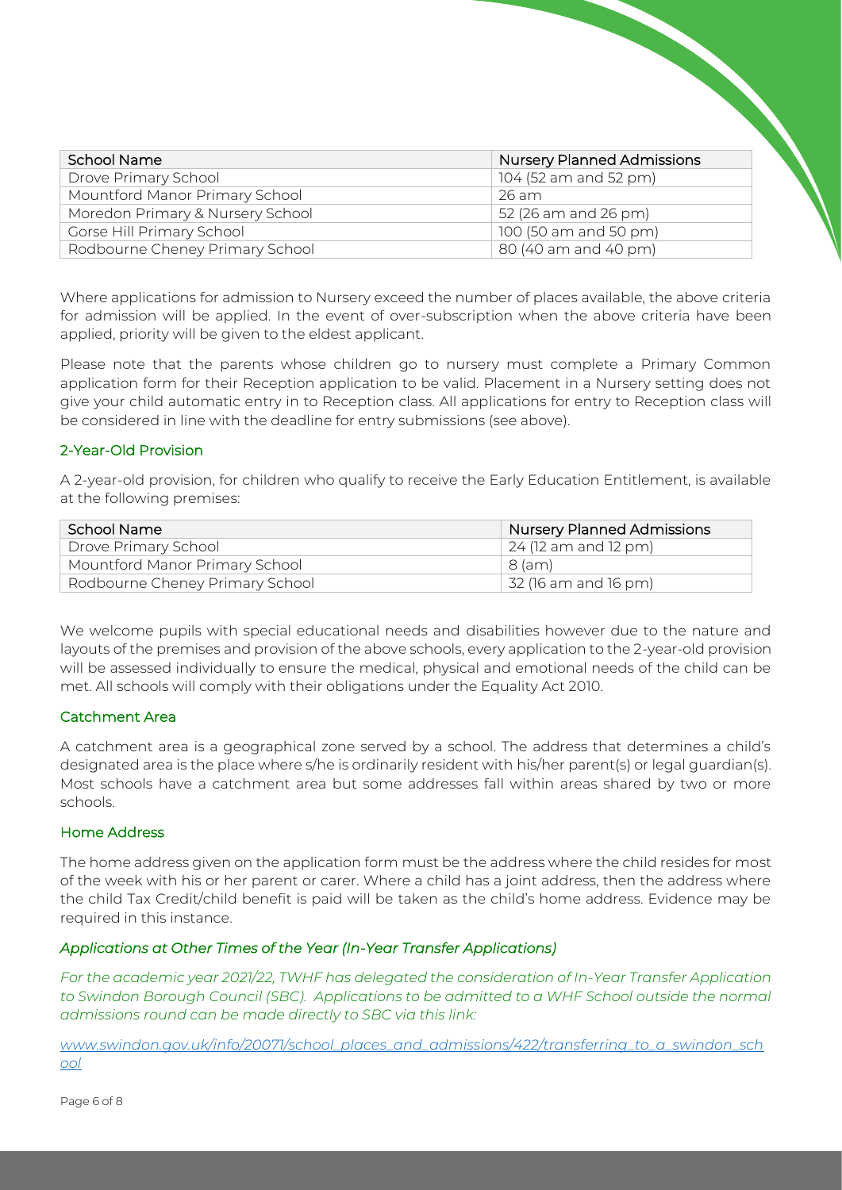| School Name | Nursery Planned Admissions |
|---|---|
| Drove Primary School | 104 (52 am and 52 pm) |
| Mountford Manor Primary School | 26 am |
| Moredon Primary & Nursery School | 52 (26 am and 26 pm) |
| Gorse Hill Primary School | 100 (50 am and 50 pm) |
| Rodbourne Cheney Primary School | 80 (40 am and 40 pm) |

Where applications for admission to Nursery exceed the number of places available, the above criteria for admission will be applied. In the event of over-subscription when the above criteria have been applied, priority will be given to the eldest applicant.

Please note that the parents whose children go to nursery must complete a Primary Common application form for their Reception application to be valid. Placement in a Nursery setting does not give your child automatic entry in to Reception class. All applications for entry to Reception class will be considered in line with the deadline for entry submissions (see above).

## 2-Year-Old Provision

A 2-year-old provision, for children who qualify to receive the Early Education Entitlement, is available at the following premises:

| School Name | Nursery Planned Admissions |
|---|---|
| Drove Primary School | 24 (12 am and 12 pm) |
| Mountford Manor Primary School | 8 (am) |
| Rodbourne Cheney Primary School | 32 (16 am and 16 pm) |

We welcome pupils with special educational needs and disabilities however due to the nature and layouts of the premises and provision of the above schools, every application to the 2-year-old provision will be assessed individually to ensure the medical, physical and emotional needs of the child can be met. All schools will comply with their obligations under the Equality Act 2010.

## Catchment Area

A catchment area is a geographical zone served by a school. The address that determines a child's designated area is the place where s/he is ordinarily resident with his/her parent(s) or legal guardian(s). Most schools have a catchment area but some addresses fall within areas shared by two or more schools.

## Home Address

The home address given on the application form must be the address where the child resides for most of the week with his or her parent or carer. Where a child has a joint address, then the address where the child Tax Credit/child benefit is paid will be taken as the child's home address. Evidence may be required in this instance.

## *Applications at Other Times of the Year (In-Year Transfer Applications)*

*For the academic year 2021/22, TWHF has delegated the consideration of In-Year Transfer Application to Swindon Borough Council (SBC). Applications to be admitted to a WHF School outside the normal admissions round can be made directly to SBC via this link:*

*[www.swindon.gov.uk/info/20071/school_places_and_admissions/422/transferring_to_a_swindon_school](www.swindon.gov.uk/info/20071/school_places_and_admissions/422/transferring_to_a_swindon_school)*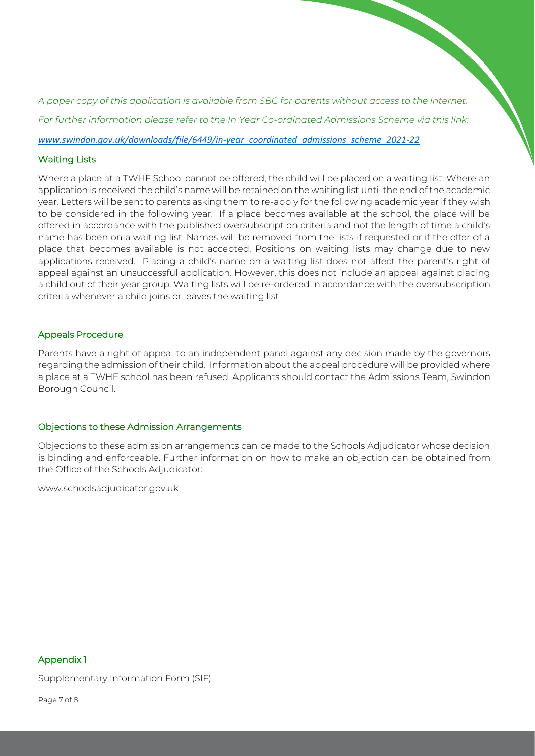*A paper copy of this application is available from SBC for parents without access to the internet.*

*For further information please refer to the In Year Co-ordinated Admissions Scheme via this link:*

*www.swindon.gov.uk/downloads/file/6449/in-year_coordinated_admissions_scheme_2021-22*

## Waiting Lists

Where a place at a TWHF School cannot be offered, the child will be placed on a waiting list. Where an application is received the child's name will be retained on the waiting list until the end of the academic year. Letters will be sent to parents asking them to re-apply for the following academic year if they wish to be considered in the following year. If a place becomes available at the school, the place will be offered in accordance with the published oversubscription criteria and not the length of time a child's name has been on a waiting list. Names will be removed from the lists if requested or if the offer of a place that becomes available is not accepted. Positions on waiting lists may change due to new applications received. Placing a child's name on a waiting list does not affect the parent's right of appeal against an unsuccessful application. However, this does not include an appeal against placing a child out of their year group. Waiting lists will be re-ordered in accordance with the oversubscription criteria whenever a child joins or leaves the waiting list

## Appeals Procedure

Parents have a right of appeal to an independent panel against any decision made by the governors regarding the admission of their child. Information about the appeal procedure will be provided where a place at a TWHF school has been refused. Applicants should contact the Admissions Team, Swindon Borough Council.

## Objections to these Admission Arrangements

Objections to these admission arrangements can be made to the Schools Adjudicator whose decision is binding and enforceable. Further information on how to make an objection can be obtained from the Office of the Schools Adjudicator:

www.schoolsadjudicator.gov.uk

## Appendix 1

Supplementary Information Form (SIF)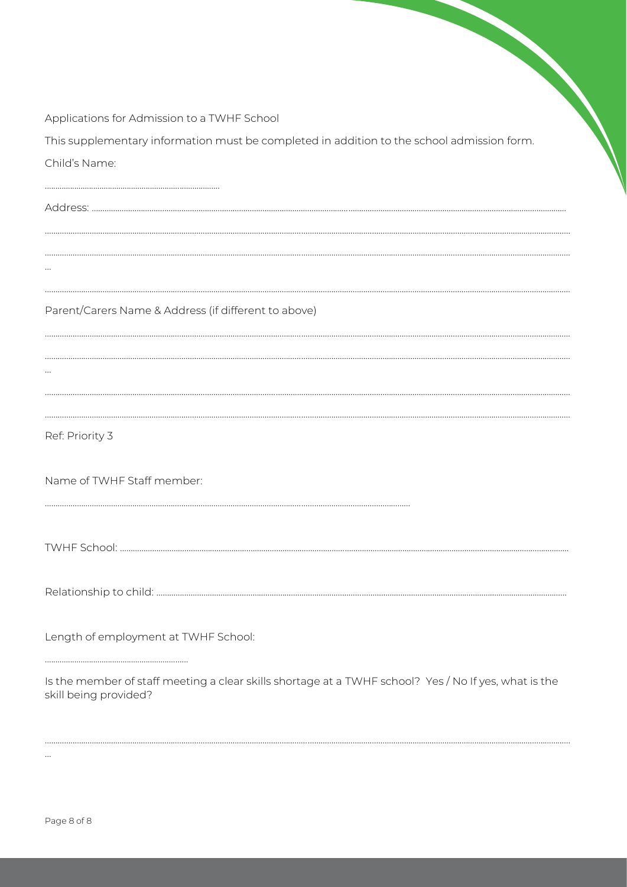Applications for Admission to a TWHF School

This supplementary information must be completed in addition to the school admission form.

Child's Name:

..................................................................................

Address: ..................................................................................................................................................................................................

..................................................................................................................................................................................................................

..................................................................................................................................................................................................................

...

..................................................................................................................................................................................................................

Parent/Carers Name & Address (if different to above)

..................................................................................................................................................................................................................

..................................................................................................................................................................................................................

...

..................................................................................................................................................................................................................

..................................................................................................................................................................................................................

Ref: Priority 3

Name of TWHF Staff member:

.......................................................................................................................................................

TWHF School: ..........................................................................................................................................................................................

Relationship to child: ...............................................................................................................................................................................

Length of employment at TWHF School:

..................................................................

Is the member of staff meeting a clear skills shortage at a TWHF school? Yes / No If yes, what is the skill being provided?

..................................................................................................................................................................................................................

...